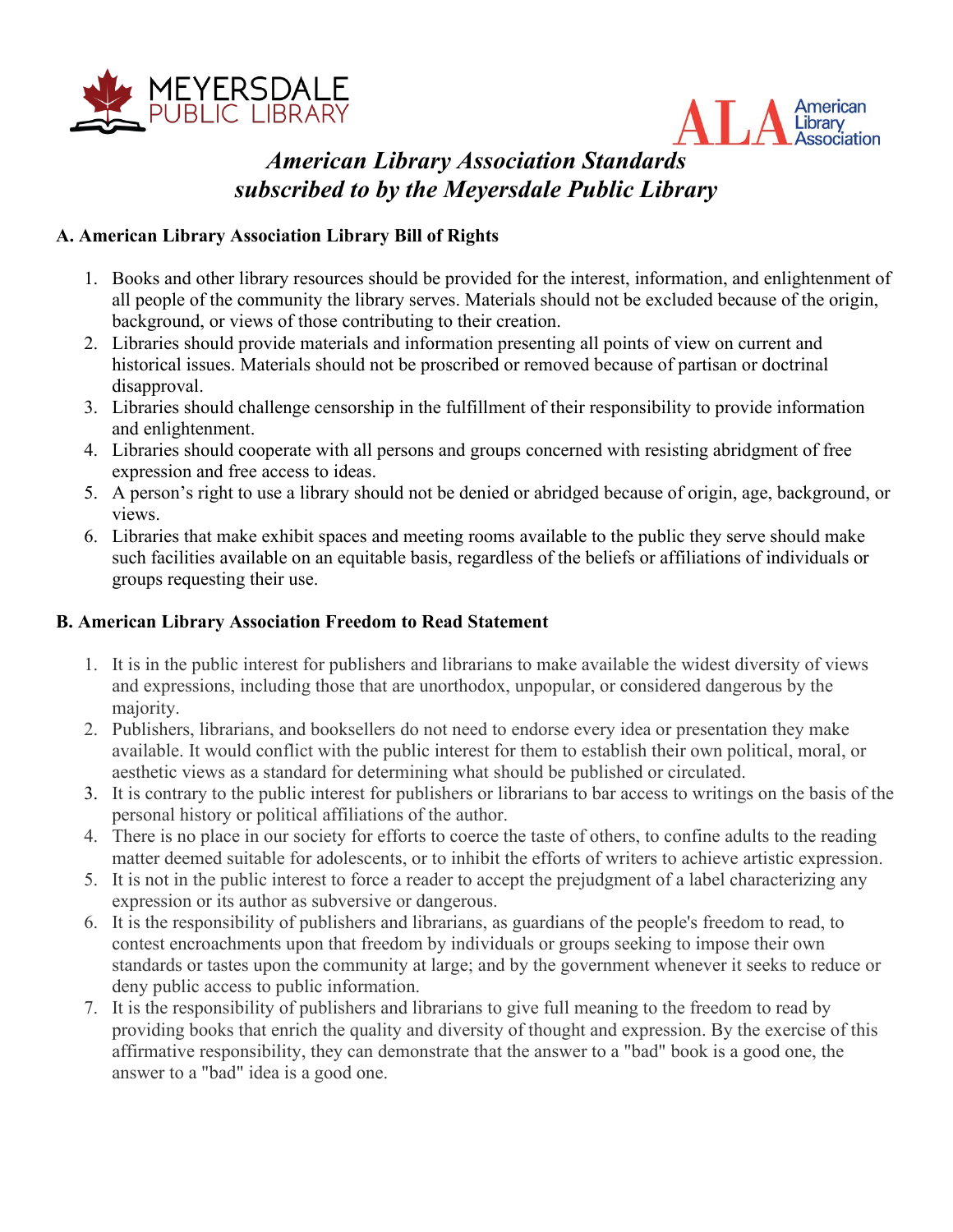# *American Library Association Standards subscribed to by the Meyersdale Public Library*

### A. American Library Association Library Bill of Rights

1. Books and other library resources should be provided for the interest, information, and enlightenment of all people of the community the library serves. Materials should not be excluded because of the origin, background, or views of those contributing to their creation.
2. Libraries should provide materials and information presenting all points of view on current and historical issues. Materials should not be proscribed or removed because of partisan or doctrinal disapproval.
3. Libraries should challenge censorship in the fulfillment of their responsibility to provide information and enlightenment.
4. Libraries should cooperate with all persons and groups concerned with resisting abridgment of free expression and free access to ideas.
5. A person's right to use a library should not be denied or abridged because of origin, age, background, or views.
6. Libraries that make exhibit spaces and meeting rooms available to the public they serve should make such facilities available on an equitable basis, regardless of the beliefs or affiliations of individuals or groups requesting their use.

### B. American Library Association Freedom to Read Statement

1. It is in the public interest for publishers and librarians to make available the widest diversity of views and expressions, including those that are unorthodox, unpopular, or considered dangerous by the majority.
2. Publishers, librarians, and booksellers do not need to endorse every idea or presentation they make available. It would conflict with the public interest for them to establish their own political, moral, or aesthetic views as a standard for determining what should be published or circulated.
3. It is contrary to the public interest for publishers or librarians to bar access to writings on the basis of the personal history or political affiliations of the author.
4. There is no place in our society for efforts to coerce the taste of others, to confine adults to the reading matter deemed suitable for adolescents, or to inhibit the efforts of writers to achieve artistic expression.
5. It is not in the public interest to force a reader to accept the prejudgment of a label characterizing any expression or its author as subversive or dangerous.
6. It is the responsibility of publishers and librarians, as guardians of the people's freedom to read, to contest encroachments upon that freedom by individuals or groups seeking to impose their own standards or tastes upon the community at large; and by the government whenever it seeks to reduce or deny public access to public information.
7. It is the responsibility of publishers and librarians to give full meaning to the freedom to read by providing books that enrich the quality and diversity of thought and expression. By the exercise of this affirmative responsibility, they can demonstrate that the answer to a "bad" book is a good one, the answer to a "bad" idea is a good one.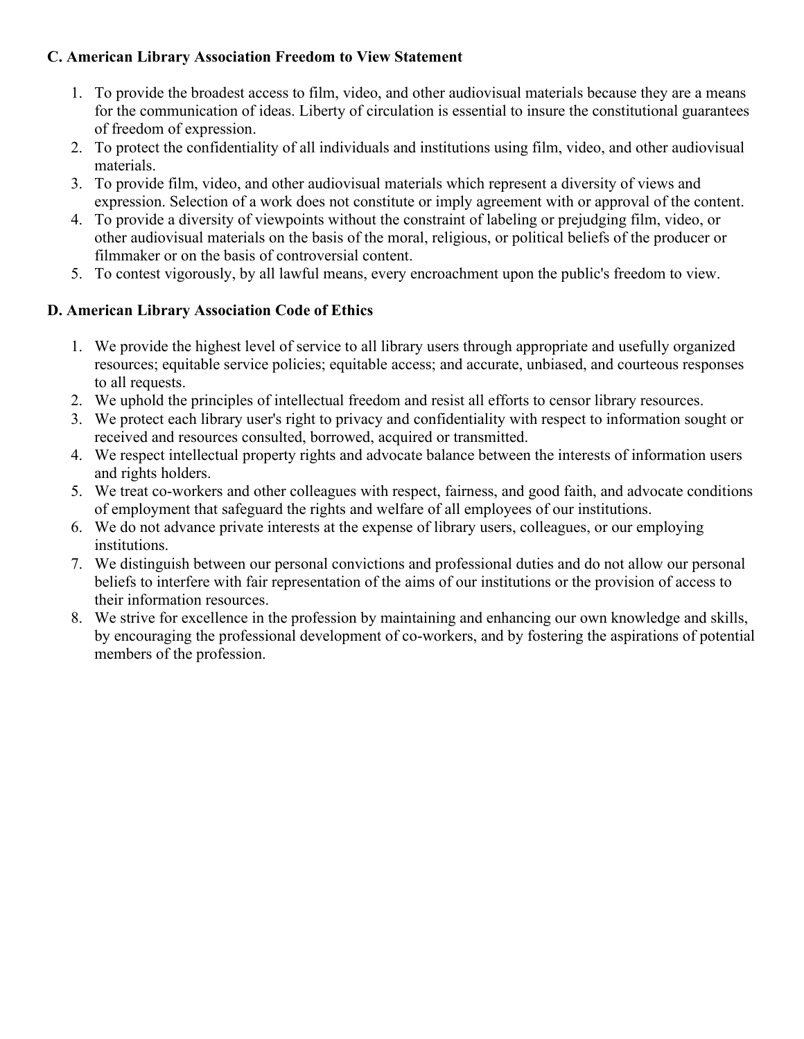### C. American Library Association Freedom to View Statement

1. To provide the broadest access to film, video, and other audiovisual materials because they are a means for the communication of ideas. Liberty of circulation is essential to insure the constitutional guarantees of freedom of expression.
2. To protect the confidentiality of all individuals and institutions using film, video, and other audiovisual materials.
3. To provide film, video, and other audiovisual materials which represent a diversity of views and expression. Selection of a work does not constitute or imply agreement with or approval of the content.
4. To provide a diversity of viewpoints without the constraint of labeling or prejudging film, video, or other audiovisual materials on the basis of the moral, religious, or political beliefs of the producer or filmmaker or on the basis of controversial content.
5. To contest vigorously, by all lawful means, every encroachment upon the public's freedom to view.

### D. American Library Association Code of Ethics

1. We provide the highest level of service to all library users through appropriate and usefully organized resources; equitable service policies; equitable access; and accurate, unbiased, and courteous responses to all requests.
2. We uphold the principles of intellectual freedom and resist all efforts to censor library resources.
3. We protect each library user's right to privacy and confidentiality with respect to information sought or received and resources consulted, borrowed, acquired or transmitted.
4. We respect intellectual property rights and advocate balance between the interests of information users and rights holders.
5. We treat co-workers and other colleagues with respect, fairness, and good faith, and advocate conditions of employment that safeguard the rights and welfare of all employees of our institutions.
6. We do not advance private interests at the expense of library users, colleagues, or our employing institutions.
7. We distinguish between our personal convictions and professional duties and do not allow our personal beliefs to interfere with fair representation of the aims of our institutions or the provision of access to their information resources.
8. We strive for excellence in the profession by maintaining and enhancing our own knowledge and skills, by encouraging the professional development of co-workers, and by fostering the aspirations of potential members of the profession.